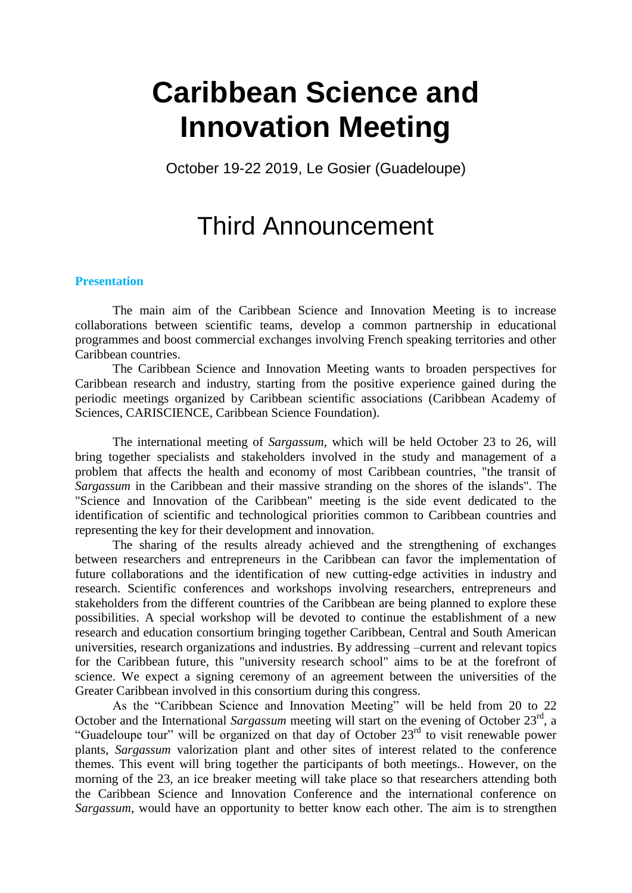# Caribbean Science and Innovation Meeting

October 19-22 2019, Le Gosier (Guadeloupe)

# Third Announcement

## Presentation

The main aim of the Caribbean Science and Innovation Meeting is to increase collaborations between scientific teams, develop a common partnership in educational programmes and boost commercial exchanges involving French speaking territories and other Caribbean countries.

The Caribbean Science and Innovation Meeting wants to broaden perspectives for Caribbean research and industry, starting from the positive experience gained during the periodic meetings organized by Caribbean scientific associations (Caribbean Academy of Sciences, CARISCIENCE, Caribbean Science Foundation).

The international meeting of *Sargassum*, which will be held October 23 to 26, will bring together specialists and stakeholders involved in the study and management of a problem that affects the health and economy of most Caribbean countries, "the transit of *Sargassum* in the Caribbean and their massive stranding on the shores of the islands". The "Science and Innovation of the Caribbean" meeting is the side event dedicated to the identification of scientific and technological priorities common to Caribbean countries and representing the key for their development and innovation.

The sharing of the results already achieved and the strengthening of exchanges between researchers and entrepreneurs in the Caribbean can favor the implementation of future collaborations and the identification of new cutting-edge activities in industry and research. Scientific conferences and workshops involving researchers, entrepreneurs and stakeholders from the different countries of the Caribbean are being planned to explore these possibilities. A special workshop will be devoted to continue the establishment of a new research and education consortium bringing together Caribbean, Central and South American universities, research organizations and industries. By addressing –current and relevant topics for the Caribbean future, this "university research school" aims to be at the forefront of science. We expect a signing ceremony of an agreement between the universities of the Greater Caribbean involved in this consortium during this congress.

As the "Caribbean Science and Innovation Meeting" will be held from 20 to 22 October and the International *Sargassum* meeting will start on the evening of October 23rd, a "Guadeloupe tour" will be organized on that day of October 23rd to visit renewable power plants, *Sargassum* valorization plant and other sites of interest related to the conference themes. This event will bring together the participants of both meetings.. However, on the morning of the 23, an ice breaker meeting will take place so that researchers attending both the Caribbean Science and Innovation Conference and the international conference on *Sargassum*, would have an opportunity to better know each other. The aim is to strengthen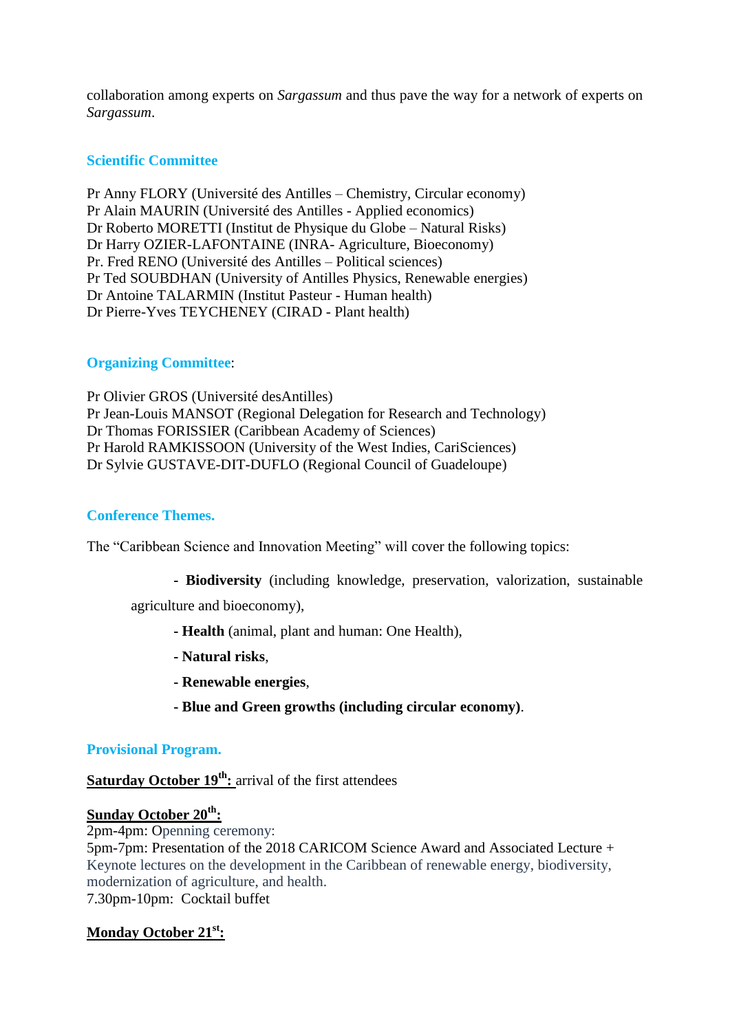collaboration among experts on *Sargassum* and thus pave the way for a network of experts on *Sargassum*.

## Scientific Committee

Pr Anny FLORY (Université des Antilles – Chemistry, Circular economy)
Pr Alain MAURIN (Université des Antilles - Applied economics)
Dr Roberto MORETTI (Institut de Physique du Globe – Natural Risks)
Dr Harry OZIER-LAFONTAINE (INRA- Agriculture, Bioeconomy)
Pr. Fred RENO (Université des Antilles – Political sciences)
Pr Ted SOUBDHAN (University of Antilles Physics, Renewable energies)
Dr Antoine TALARMIN (Institut Pasteur - Human health)
Dr Pierre-Yves TEYCHENEY (CIRAD - Plant health)

## Organizing Committee:

Pr Olivier GROS (Université desAntilles)
Pr Jean-Louis MANSOT (Regional Delegation for Research and Technology)
Dr Thomas FORISSIER (Caribbean Academy of Sciences)
Pr Harold RAMKISSOON (University of the West Indies, CariSciences)
Dr Sylvie GUSTAVE-DIT-DUFLO (Regional Council of Guadeloupe)

## Conference Themes.

The "Caribbean Science and Innovation Meeting" will cover the following topics:

- **Biodiversity** (including knowledge, preservation, valorization, sustainable agriculture and bioeconomy),
- **Health** (animal, plant and human: One Health),
- **Natural risks**,
- **Renewable energies**,
- **Blue and Green growths (including circular economy)**.

## Provisional Program.

**Saturday October 19th:** arrival of the first attendees

**Sunday October 20th:**
2pm-4pm: Openning ceremony:
5pm-7pm: Presentation of the 2018 CARICOM Science Award and Associated Lecture + Keynote lectures on the development in the Caribbean of renewable energy, biodiversity, modernization of agriculture, and health.
7.30pm-10pm: Cocktail buffet

**Monday October 21st:**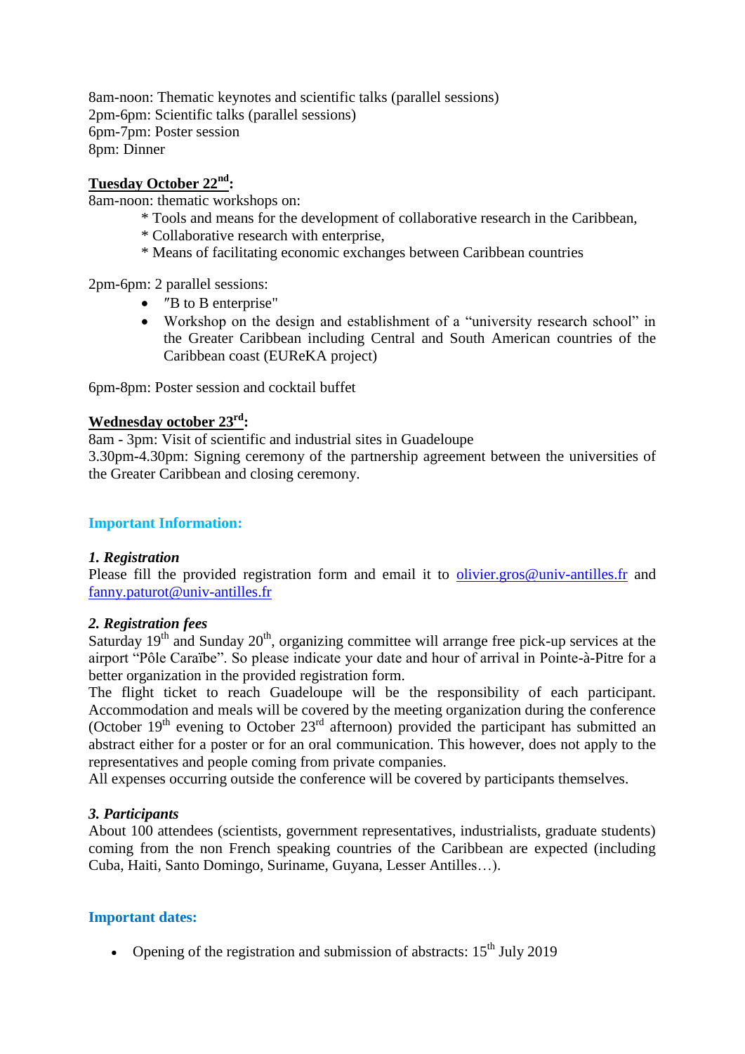8am-noon: Thematic keynotes and scientific talks (parallel sessions)
2pm-6pm: Scientific talks (parallel sessions)
6pm-7pm: Poster session
8pm: Dinner

**Tuesday October 22nd:**
8am-noon: thematic workshops on:

* Tools and means for the development of collaborative research in the Caribbean,
* Collaborative research with enterprise,
* Means of facilitating economic exchanges between Caribbean countries

2pm-6pm: 2 parallel sessions:

- ″B to B enterprise"
- Workshop on the design and establishment of a "university research school" in the Greater Caribbean including Central and South American countries of the Caribbean coast (EUReKA project)

6pm-8pm: Poster session and cocktail buffet

**Wednesday october 23rd:**
8am - 3pm: Visit of scientific and industrial sites in Guadeloupe
3.30pm-4.30pm: Signing ceremony of the partnership agreement between the universities of the Greater Caribbean and closing ceremony.

## Important Information:

### *1. Registration*

Please fill the provided registration form and email it to olivier.gros@univ-antilles.fr and fanny.paturot@univ-antilles.fr

### *2. Registration fees*

Saturday 19th and Sunday 20th, organizing committee will arrange free pick-up services at the airport "Pôle Caraïbe". So please indicate your date and hour of arrival in Pointe-à-Pitre for a better organization in the provided registration form.
The flight ticket to reach Guadeloupe will be the responsibility of each participant. Accommodation and meals will be covered by the meeting organization during the conference (October 19th evening to October 23rd afternoon) provided the participant has submitted an abstract either for a poster or for an oral communication. This however, does not apply to the representatives and people coming from private companies.
All expenses occurring outside the conference will be covered by participants themselves.

### *3. Participants*

About 100 attendees (scientists, government representatives, industrialists, graduate students) coming from the non French speaking countries of the Caribbean are expected (including Cuba, Haiti, Santo Domingo, Suriname, Guyana, Lesser Antilles…).

## Important dates:

- Opening of the registration and submission of abstracts: 15th July 2019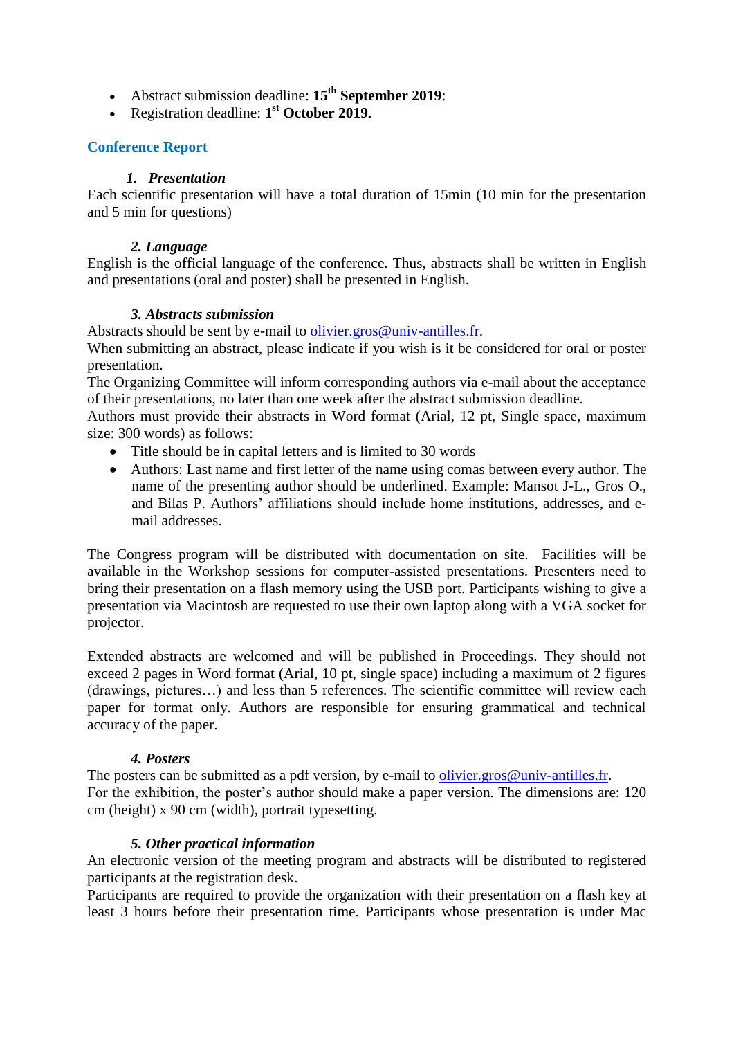- Abstract submission deadline: **15th September 2019**:
- Registration deadline: **1st October 2019.**

## Conference Report

### 1. *Presentation*

Each scientific presentation will have a total duration of 15min (10 min for the presentation and 5 min for questions)

### 2. *Language*

English is the official language of the conference. Thus, abstracts shall be written in English and presentations (oral and poster) shall be presented in English.

### 3. *Abstracts submission*

Abstracts should be sent by e-mail to olivier.gros@univ-antilles.fr.

When submitting an abstract, please indicate if you wish is it be considered for oral or poster presentation.

The Organizing Committee will inform corresponding authors via e-mail about the acceptance of their presentations, no later than one week after the abstract submission deadline.

Authors must provide their abstracts in Word format (Arial, 12 pt, Single space, maximum size: 300 words) as follows:

- Title should be in capital letters and is limited to 30 words
- Authors: Last name and first letter of the name using comas between every author. The name of the presenting author should be underlined. Example: <u>Mansot J-L</u>., Gros O., and Bilas P. Authors' affiliations should include home institutions, addresses, and e-mail addresses.

The Congress program will be distributed with documentation on site. Facilities will be available in the Workshop sessions for computer-assisted presentations. Presenters need to bring their presentation on a flash memory using the USB port. Participants wishing to give a presentation via Macintosh are requested to use their own laptop along with a VGA socket for projector.

Extended abstracts are welcomed and will be published in Proceedings. They should not exceed 2 pages in Word format (Arial, 10 pt, single space) including a maximum of 2 figures (drawings, pictures…) and less than 5 references. The scientific committee will review each paper for format only. Authors are responsible for ensuring grammatical and technical accuracy of the paper.

### 4. *Posters*

The posters can be submitted as a pdf version, by e-mail to olivier.gros@univ-antilles.fr.

For the exhibition, the poster's author should make a paper version. The dimensions are: 120 cm (height) x 90 cm (width), portrait typesetting.

### 5. *Other practical information*

An electronic version of the meeting program and abstracts will be distributed to registered participants at the registration desk.

Participants are required to provide the organization with their presentation on a flash key at least 3 hours before their presentation time. Participants whose presentation is under Mac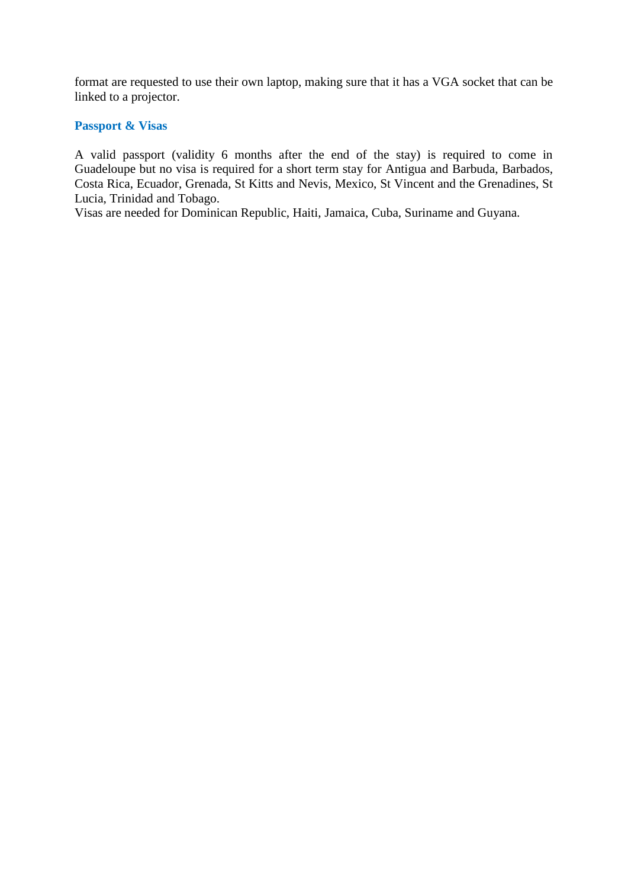format are requested to use their own laptop, making sure that it has a VGA socket that can be linked to a projector.

## Passport & Visas

A valid passport (validity 6 months after the end of the stay) is required to come in Guadeloupe but no visa is required for a short term stay for Antigua and Barbuda, Barbados, Costa Rica, Ecuador, Grenada, St Kitts and Nevis, Mexico, St Vincent and the Grenadines, St Lucia, Trinidad and Tobago.
Visas are needed for Dominican Republic, Haiti, Jamaica, Cuba, Suriname and Guyana.